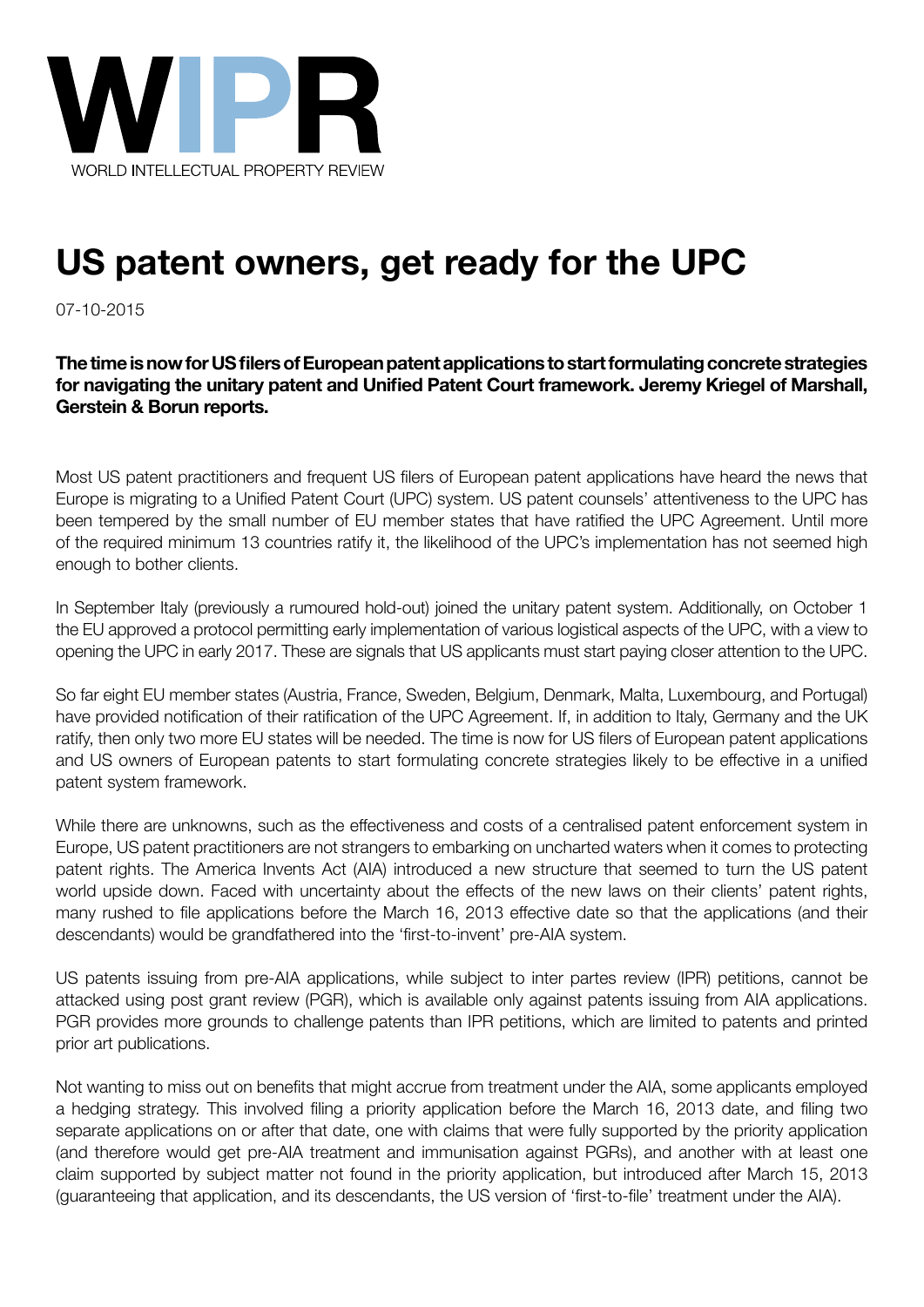# US patent owners, get ready for the UPC

07-10-2015

**The time is now for US filers of European patent applications to start formulating concrete strategies for navigating the unitary patent and Unified Patent Court framework. Jeremy Kriegel of Marshall, Gerstein & Borun reports.**

Most US patent practitioners and frequent US filers of European patent applications have heard the news that Europe is migrating to a Unified Patent Court (UPC) system. US patent counsels' attentiveness to the UPC has been tempered by the small number of EU member states that have ratified the UPC Agreement. Until more of the required minimum 13 countries ratify it, the likelihood of the UPC's implementation has not seemed high enough to bother clients.

In September Italy (previously a rumoured hold-out) joined the unitary patent system. Additionally, on October 1 the EU approved a protocol permitting early implementation of various logistical aspects of the UPC, with a view to opening the UPC in early 2017. These are signals that US applicants must start paying closer attention to the UPC.

So far eight EU member states (Austria, France, Sweden, Belgium, Denmark, Malta, Luxembourg, and Portugal) have provided notification of their ratification of the UPC Agreement. If, in addition to Italy, Germany and the UK ratify, then only two more EU states will be needed. The time is now for US filers of European patent applications and US owners of European patents to start formulating concrete strategies likely to be effective in a unified patent system framework.

While there are unknowns, such as the effectiveness and costs of a centralised patent enforcement system in Europe, US patent practitioners are not strangers to embarking on uncharted waters when it comes to protecting patent rights. The America Invents Act (AIA) introduced a new structure that seemed to turn the US patent world upside down. Faced with uncertainty about the effects of the new laws on their clients' patent rights, many rushed to file applications before the March 16, 2013 effective date so that the applications (and their descendants) would be grandfathered into the 'first-to-invent' pre-AIA system.

US patents issuing from pre-AIA applications, while subject to inter partes review (IPR) petitions, cannot be attacked using post grant review (PGR), which is available only against patents issuing from AIA applications. PGR provides more grounds to challenge patents than IPR petitions, which are limited to patents and printed prior art publications.

Not wanting to miss out on benefits that might accrue from treatment under the AIA, some applicants employed a hedging strategy. This involved filing a priority application before the March 16, 2013 date, and filing two separate applications on or after that date, one with claims that were fully supported by the priority application (and therefore would get pre-AIA treatment and immunisation against PGRs), and another with at least one claim supported by subject matter not found in the priority application, but introduced after March 15, 2013 (guaranteeing that application, and its descendants, the US version of 'first-to-file' treatment under the AIA).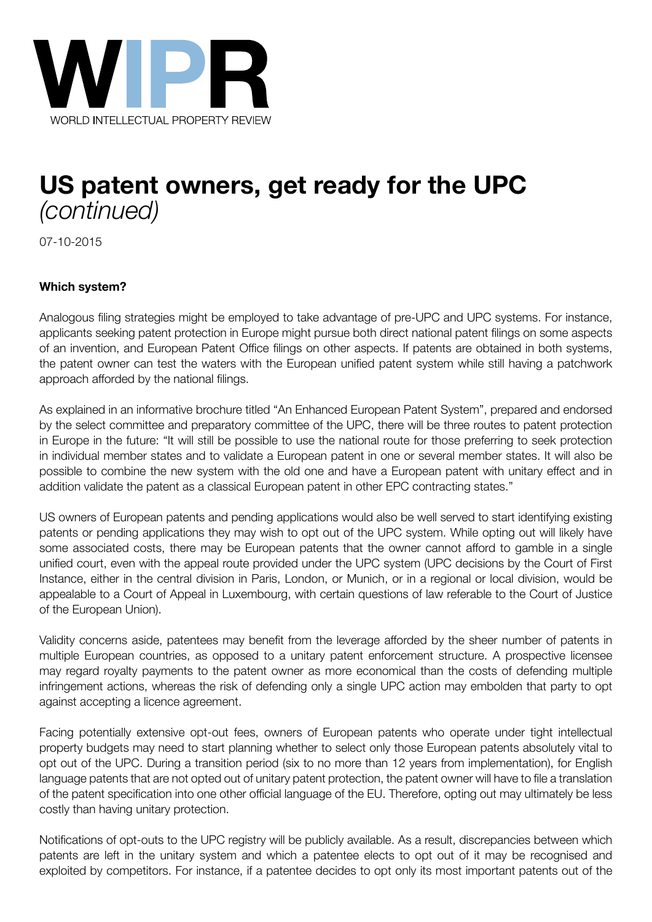# US patent owners, get ready for the UPC *(continued)*

07-10-2015

**Which system?**

Analogous filing strategies might be employed to take advantage of pre-UPC and UPC systems. For instance, applicants seeking patent protection in Europe might pursue both direct national patent filings on some aspects of an invention, and European Patent Office filings on other aspects. If patents are obtained in both systems, the patent owner can test the waters with the European unified patent system while still having a patchwork approach afforded by the national filings.

As explained in an informative brochure titled "An Enhanced European Patent System", prepared and endorsed by the select committee and preparatory committee of the UPC, there will be three routes to patent protection in Europe in the future: "It will still be possible to use the national route for those preferring to seek protection in individual member states and to validate a European patent in one or several member states. It will also be possible to combine the new system with the old one and have a European patent with unitary effect and in addition validate the patent as a classical European patent in other EPC contracting states."

US owners of European patents and pending applications would also be well served to start identifying existing patents or pending applications they may wish to opt out of the UPC system. While opting out will likely have some associated costs, there may be European patents that the owner cannot afford to gamble in a single unified court, even with the appeal route provided under the UPC system (UPC decisions by the Court of First Instance, either in the central division in Paris, London, or Munich, or in a regional or local division, would be appealable to a Court of Appeal in Luxembourg, with certain questions of law referable to the Court of Justice of the European Union).

Validity concerns aside, patentees may benefit from the leverage afforded by the sheer number of patents in multiple European countries, as opposed to a unitary patent enforcement structure. A prospective licensee may regard royalty payments to the patent owner as more economical than the costs of defending multiple infringement actions, whereas the risk of defending only a single UPC action may embolden that party to opt against accepting a licence agreement.

Facing potentially extensive opt-out fees, owners of European patents who operate under tight intellectual property budgets may need to start planning whether to select only those European patents absolutely vital to opt out of the UPC. During a transition period (six to no more than 12 years from implementation), for English language patents that are not opted out of unitary patent protection, the patent owner will have to file a translation of the patent specification into one other official language of the EU. Therefore, opting out may ultimately be less costly than having unitary protection.

Notifications of opt-outs to the UPC registry will be publicly available. As a result, discrepancies between which patents are left in the unitary system and which a patentee elects to opt out of it may be recognised and exploited by competitors. For instance, if a patentee decides to opt only its most important patents out of the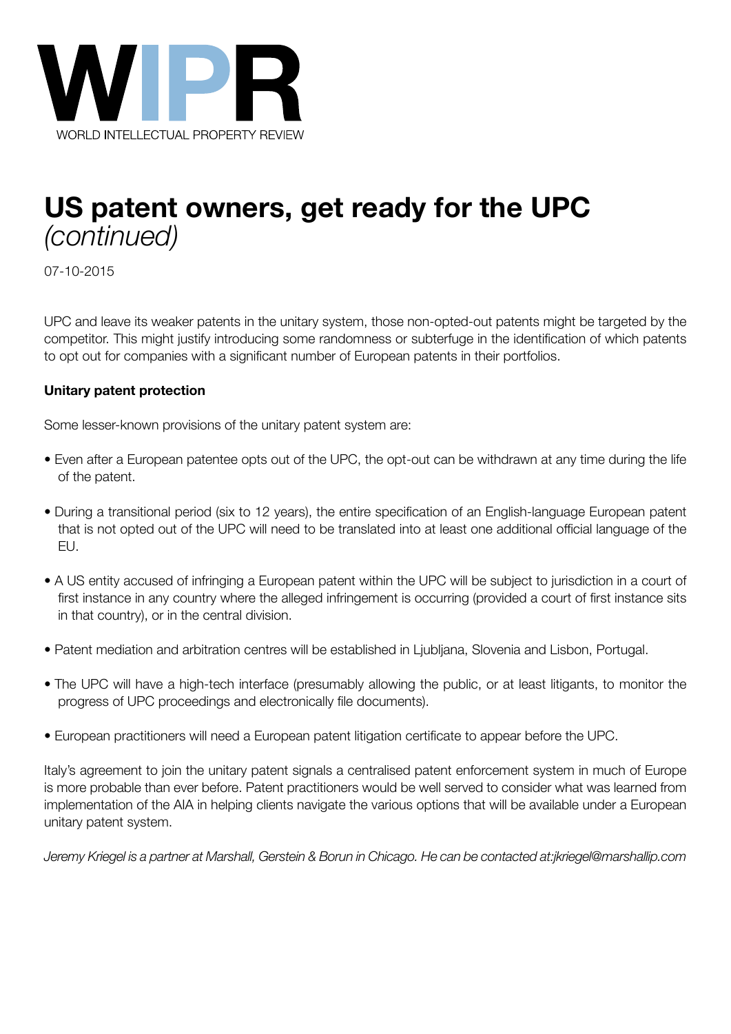# US patent owners, get ready for the UPC *(continued)*

07-10-2015

UPC and leave its weaker patents in the unitary system, those non-opted-out patents might be targeted by the competitor. This might justify introducing some randomness or subterfuge in the identification of which patents to opt out for companies with a significant number of European patents in their portfolios.

**Unitary patent protection**

Some lesser-known provisions of the unitary patent system are:

- Even after a European patentee opts out of the UPC, the opt-out can be withdrawn at any time during the life of the patent.
- During a transitional period (six to 12 years), the entire specification of an English-language European patent that is not opted out of the UPC will need to be translated into at least one additional official language of the EU.
- A US entity accused of infringing a European patent within the UPC will be subject to jurisdiction in a court of first instance in any country where the alleged infringement is occurring (provided a court of first instance sits in that country), or in the central division.
- Patent mediation and arbitration centres will be established in Ljubljana, Slovenia and Lisbon, Portugal.
- The UPC will have a high-tech interface (presumably allowing the public, or at least litigants, to monitor the progress of UPC proceedings and electronically file documents).
- European practitioners will need a European patent litigation certificate to appear before the UPC.

Italy's agreement to join the unitary patent signals a centralised patent enforcement system in much of Europe is more probable than ever before. Patent practitioners would be well served to consider what was learned from implementation of the AIA in helping clients navigate the various options that will be available under a European unitary patent system.

*Jeremy Kriegel is a partner at Marshall, Gerstein & Borun in Chicago. He can be contacted at:jkriegel@marshallip.com*